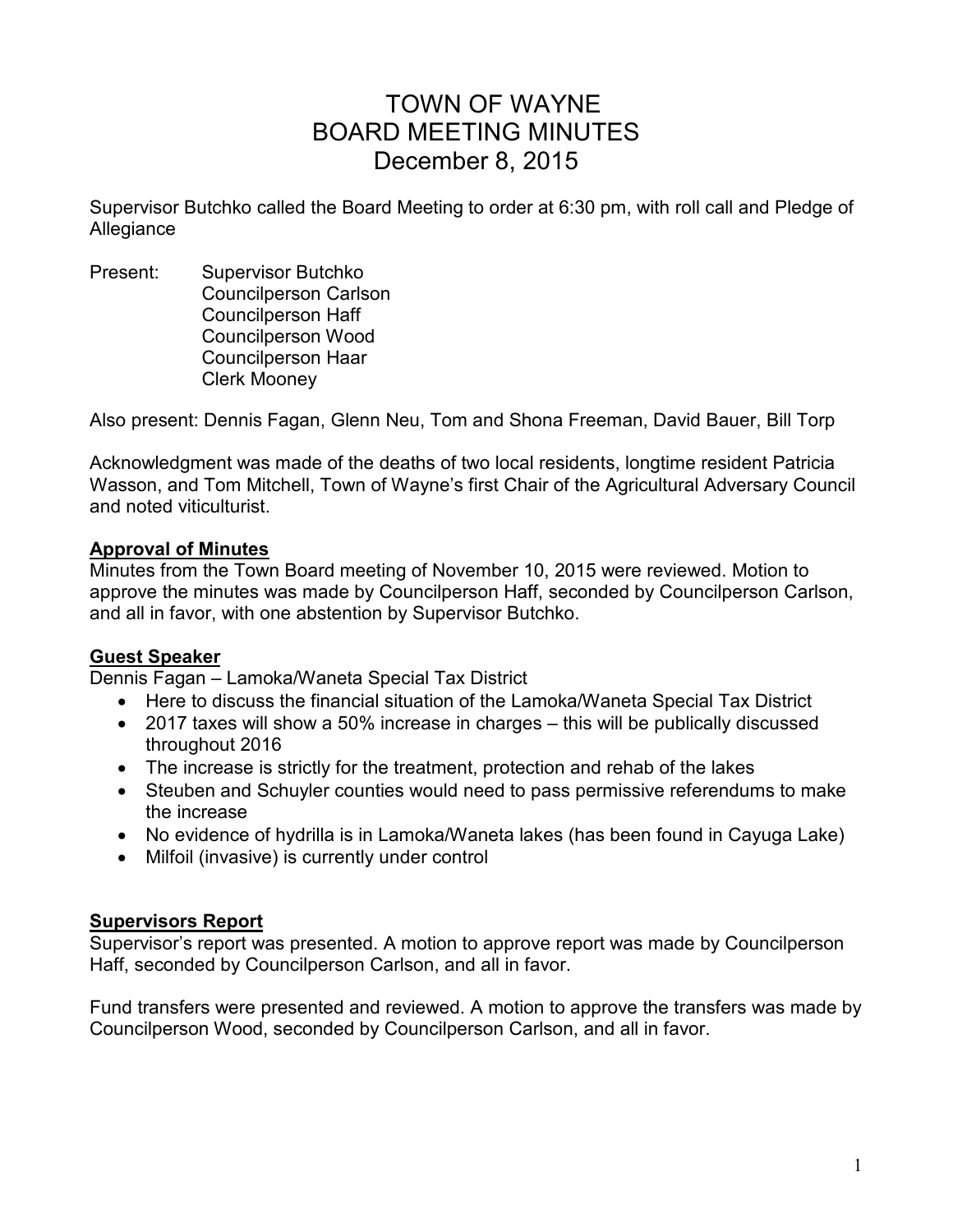# TOWN OF WAYNE
# BOARD MEETING MINUTES
# December 8, 2015

Supervisor Butchko called the Board Meeting to order at 6:30 pm, with roll call and Pledge of Allegiance

Present: Supervisor Butchko
Councilperson Carlson
Councilperson Haff
Councilperson Wood
Councilperson Haar
Clerk Mooney

Also present: Dennis Fagan, Glenn Neu, Tom and Shona Freeman, David Bauer, Bill Torp

Acknowledgment was made of the deaths of two local residents, longtime resident Patricia Wasson, and Tom Mitchell, Town of Wayne's first Chair of the Agricultural Adversary Council and noted viticulturist.

**Approval of Minutes**

Minutes from the Town Board meeting of November 10, 2015 were reviewed. Motion to approve the minutes was made by Councilperson Haff, seconded by Councilperson Carlson, and all in favor, with one abstention by Supervisor Butchko.

**Guest Speaker**

Dennis Fagan – Lamoka/Waneta Special Tax District

- Here to discuss the financial situation of the Lamoka/Waneta Special Tax District
- 2017 taxes will show a 50% increase in charges – this will be publically discussed throughout 2016
- The increase is strictly for the treatment, protection and rehab of the lakes
- Steuben and Schuyler counties would need to pass permissive referendums to make the increase
- No evidence of hydrilla is in Lamoka/Waneta lakes (has been found in Cayuga Lake)
- Milfoil (invasive) is currently under control

**Supervisors Report**

Supervisor's report was presented. A motion to approve report was made by Councilperson Haff, seconded by Councilperson Carlson, and all in favor.

Fund transfers were presented and reviewed. A motion to approve the transfers was made by Councilperson Wood, seconded by Councilperson Carlson, and all in favor.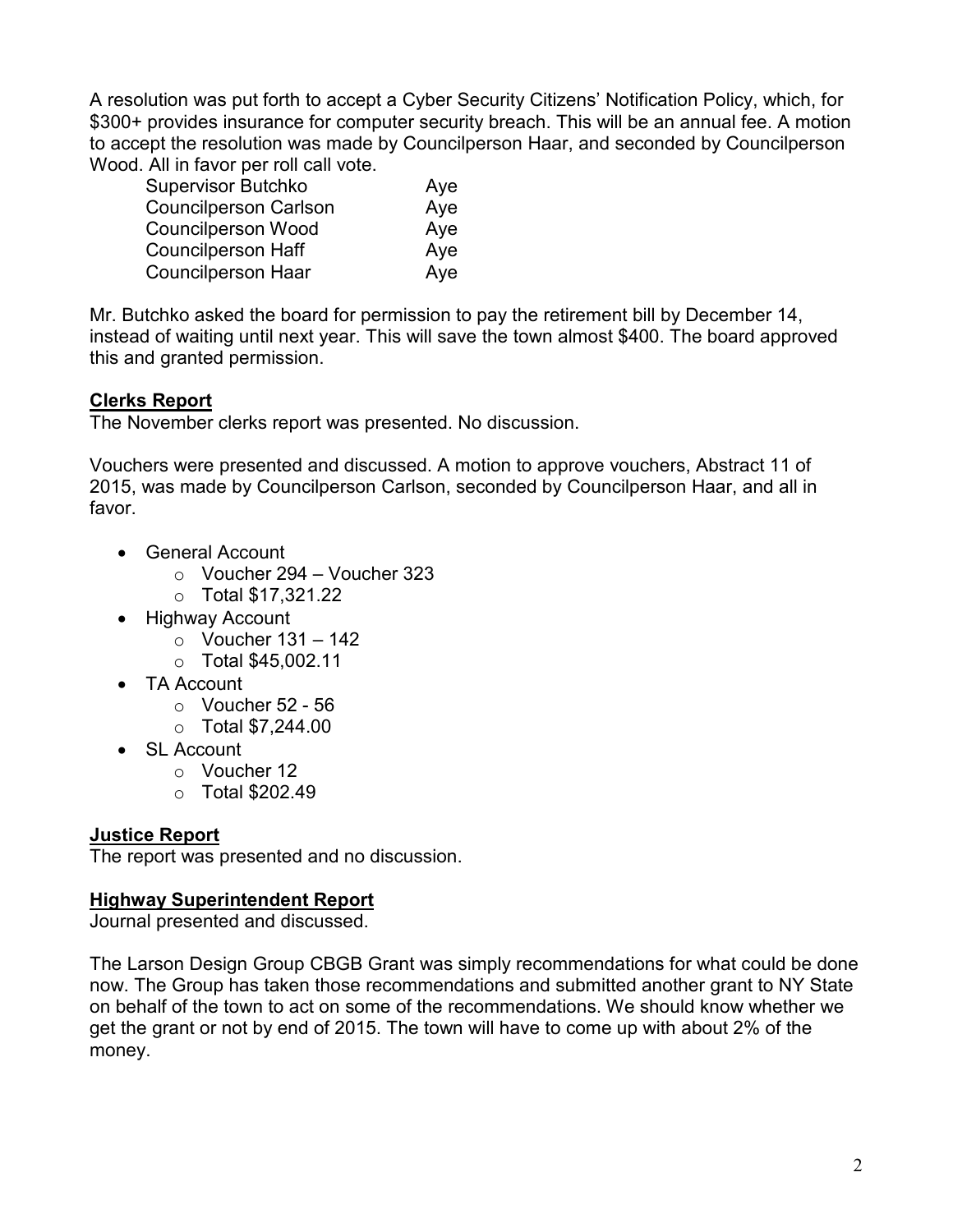A resolution was put forth to accept a Cyber Security Citizens' Notification Policy, which, for $300+ provides insurance for computer security breach. This will be an annual fee. A motion to accept the resolution was made by Councilperson Haar, and seconded by Councilperson Wood. All in favor per roll call vote.

| | |
|---|---|
| Supervisor Butchko | Aye |
| Councilperson Carlson | Aye |
| Councilperson Wood | Aye |
| Councilperson Haff | Aye |
| Councilperson Haar | Aye |

Mr. Butchko asked the board for permission to pay the retirement bill by December 14, instead of waiting until next year. This will save the town almost $400. The board approved this and granted permission.

**Clerks Report**

The November clerks report was presented. No discussion.

Vouchers were presented and discussed. A motion to approve vouchers, Abstract 11 of 2015, was made by Councilperson Carlson, seconded by Councilperson Haar, and all in favor.

- General Account
  - Voucher 294 – Voucher 323
  - Total $17,321.22
- Highway Account
  - Voucher 131 – 142
  - Total $45,002.11
- TA Account
  - Voucher 52 - 56
  - Total $7,244.00
- SL Account
  - Voucher 12
  - Total $202.49

**Justice Report**

The report was presented and no discussion.

**Highway Superintendent Report**

Journal presented and discussed.

The Larson Design Group CBGB Grant was simply recommendations for what could be done now. The Group has taken those recommendations and submitted another grant to NY State on behalf of the town to act on some of the recommendations. We should know whether we get the grant or not by end of 2015. The town will have to come up with about 2% of the money.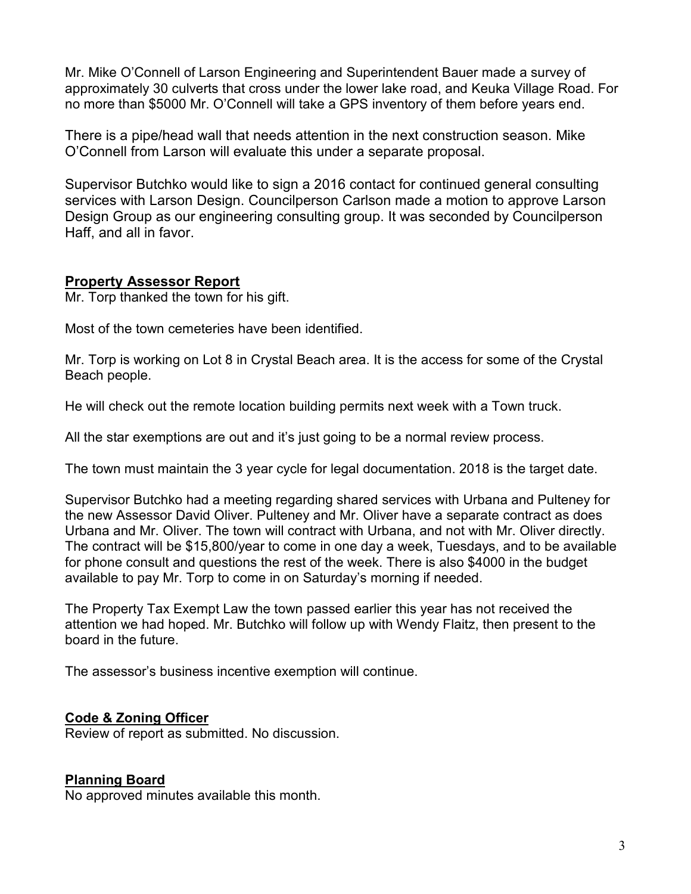Mr. Mike O'Connell of Larson Engineering and Superintendent Bauer made a survey of approximately 30 culverts that cross under the lower lake road, and Keuka Village Road. For no more than $5000 Mr. O'Connell will take a GPS inventory of them before years end.

There is a pipe/head wall that needs attention in the next construction season. Mike O'Connell from Larson will evaluate this under a separate proposal.

Supervisor Butchko would like to sign a 2016 contact for continued general consulting services with Larson Design. Councilperson Carlson made a motion to approve Larson Design Group as our engineering consulting group. It was seconded by Councilperson Haff, and all in favor.

## **Property Assessor Report**

Mr. Torp thanked the town for his gift.

Most of the town cemeteries have been identified.

Mr. Torp is working on Lot 8 in Crystal Beach area. It is the access for some of the Crystal Beach people.

He will check out the remote location building permits next week with a Town truck.

All the star exemptions are out and it's just going to be a normal review process.

The town must maintain the 3 year cycle for legal documentation. 2018 is the target date.

Supervisor Butchko had a meeting regarding shared services with Urbana and Pulteney for the new Assessor David Oliver. Pulteney and Mr. Oliver have a separate contract as does Urbana and Mr. Oliver. The town will contract with Urbana, and not with Mr. Oliver directly. The contract will be $15,800/year to come in one day a week, Tuesdays, and to be available for phone consult and questions the rest of the week. There is also $4000 in the budget available to pay Mr. Torp to come in on Saturday's morning if needed.

The Property Tax Exempt Law the town passed earlier this year has not received the attention we had hoped. Mr. Butchko will follow up with Wendy Flaitz, then present to the board in the future.

The assessor's business incentive exemption will continue.

## **Code & Zoning Officer**

Review of report as submitted. No discussion.

## **Planning Board**

No approved minutes available this month.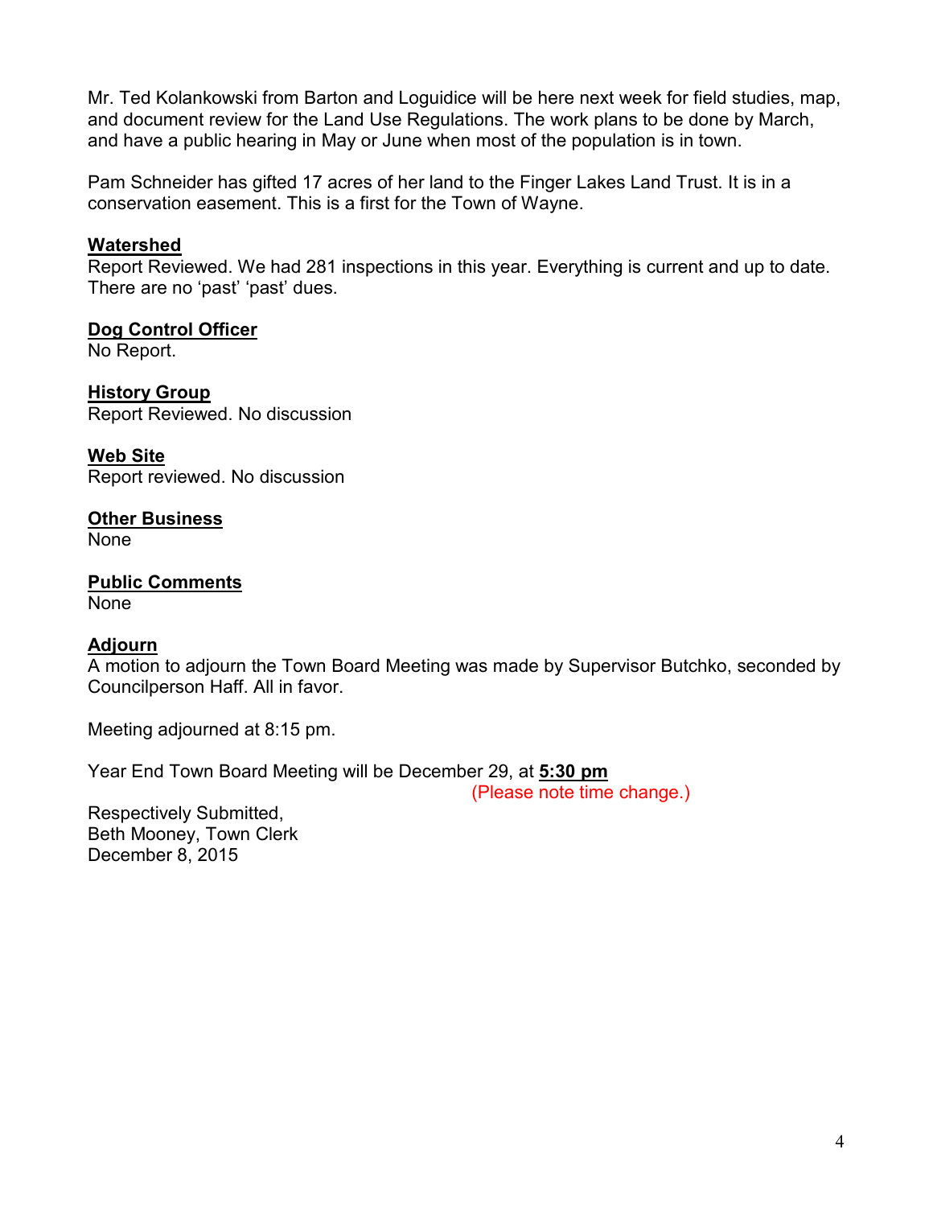Mr. Ted Kolankowski from Barton and Loguidice will be here next week for field studies, map, and document review for the Land Use Regulations. The work plans to be done by March, and have a public hearing in May or June when most of the population is in town.

Pam Schneider has gifted 17 acres of her land to the Finger Lakes Land Trust. It is in a conservation easement. This is a first for the Town of Wayne.

## Watershed

Report Reviewed. We had 281 inspections in this year. Everything is current and up to date. There are no 'past' 'past' dues.

## Dog Control Officer

No Report.

## History Group

Report Reviewed. No discussion

## Web Site

Report reviewed. No discussion

## Other Business

None

## Public Comments

None

## Adjourn

A motion to adjourn the Town Board Meeting was made by Supervisor Butchko, seconded by Councilperson Haff. All in favor.

Meeting adjourned at 8:15 pm.

Year End Town Board Meeting will be December 29, at **5:30 pm**
(Please note time change.)

Respectively Submitted,
Beth Mooney, Town Clerk
December 8, 2015